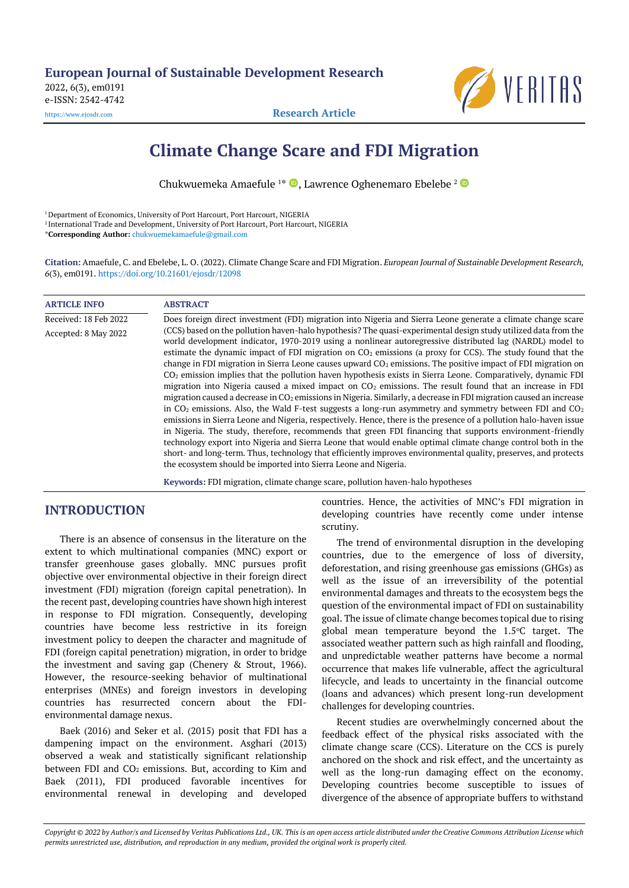# Climate Change Scare and FDI Migration

Chukwuemeka Amaefule [1*], Lawrence Oghenemaro Ebelebe [2]

[1] Department of Economics, University of Port Harcourt, Port Harcourt, NIGERIA

[2] International Trade and Development, University of Port Harcourt, Port Harcourt, NIGERIA

*Corresponding Author: chukwuemekamaefule@gmail.com

**Citation:** Amaefule, C. and Ebelebe, L. O. (2022). Climate Change Scare and FDI Migration. *European Journal of Sustainable Development Research, 6*(3), em0191. https://doi.org/10.21601/ejosdr/12098

**ARTICLE INFO**

Received: 18 Feb 2022

Accepted: 8 May 2022

**ABSTRACT**

Does foreign direct investment (FDI) migration into Nigeria and Sierra Leone generate a climate change scare (CCS) based on the pollution haven-halo hypothesis? The quasi-experimental design study utilized data from the world development indicator, 1970-2019 using a nonlinear autoregressive distributed lag (NARDL) model to estimate the dynamic impact of FDI migration on $CO_2$ emissions (a proxy for CCS). The study found that the change in FDI migration in Sierra Leone causes upward $CO_2$ emissions. The positive impact of FDI migration on $CO_2$ emission implies that the pollution haven hypothesis exists in Sierra Leone. Comparatively, dynamic FDI migration into Nigeria caused a mixed impact on $CO_2$ emissions. The result found that an increase in FDI migration caused a decrease in $CO_2$ emissions in Nigeria. Similarly, a decrease in FDI migration caused an increase in $CO_2$ emissions. Also, the Wald F-test suggests a long-run asymmetry and symmetry between FDI and $CO_2$ emissions in Sierra Leone and Nigeria, respectively. Hence, there is the presence of a pollution halo-haven issue in Nigeria. The study, therefore, recommends that green FDI financing that supports environment-friendly technology export into Nigeria and Sierra Leone that would enable optimal climate change control both in the short- and long-term. Thus, technology that efficiently improves environmental quality, preserves, and protects the ecosystem should be imported into Sierra Leone and Nigeria.

**Keywords:** FDI migration, climate change scare, pollution haven-halo hypotheses

## INTRODUCTION

There is an absence of consensus in the literature on the extent to which multinational companies (MNC) export or transfer greenhouse gases globally. MNC pursues profit objective over environmental objective in their foreign direct investment (FDI) migration (foreign capital penetration). In the recent past, developing countries have shown high interest in response to FDI migration. Consequently, developing countries have become less restrictive in its foreign investment policy to deepen the character and magnitude of FDI (foreign capital penetration) migration, in order to bridge the investment and saving gap (Chenery & Strout, 1966). However, the resource-seeking behavior of multinational enterprises (MNEs) and foreign investors in developing countries has resurrected concern about the FDI-environmental damage nexus.

Baek (2016) and Seker et al. (2015) posit that FDI has a dampening impact on the environment. Asghari (2013) observed a weak and statistically significant relationship between FDI and $CO_2$ emissions. But, according to Kim and Baek (2011), FDI produced favorable incentives for environmental renewal in developing and developed countries. Hence, the activities of MNC's FDI migration in developing countries have recently come under intense scrutiny.

The trend of environmental disruption in the developing countries, due to the emergence of loss of diversity, deforestation, and rising greenhouse gas emissions (GHGs) as well as the issue of an irreversibility of the potential environmental damages and threats to the ecosystem begs the question of the environmental impact of FDI on sustainability goal. The issue of climate change becomes topical due to rising global mean temperature beyond the 1.5°C target. The associated weather pattern such as high rainfall and flooding, and unpredictable weather patterns have become a normal occurrence that makes life vulnerable, affect the agricultural lifecycle, and leads to uncertainty in the financial outcome (loans and advances) which present long-run development challenges for developing countries.

Recent studies are overwhelmingly concerned about the feedback effect of the physical risks associated with the climate change scare (CCS). Literature on the CCS is purely anchored on the shock and risk effect, and the uncertainty as well as the long-run damaging effect on the economy. Developing countries become susceptible to issues of divergence of the absence of appropriate buffers to withstand

*Copyright © 2022 by Author/s and Licensed by Veritas Publications Ltd., UK. This is an open access article distributed under the Creative Commons Attribution License which permits unrestricted use, distribution, and reproduction in any medium, provided the original work is properly cited.*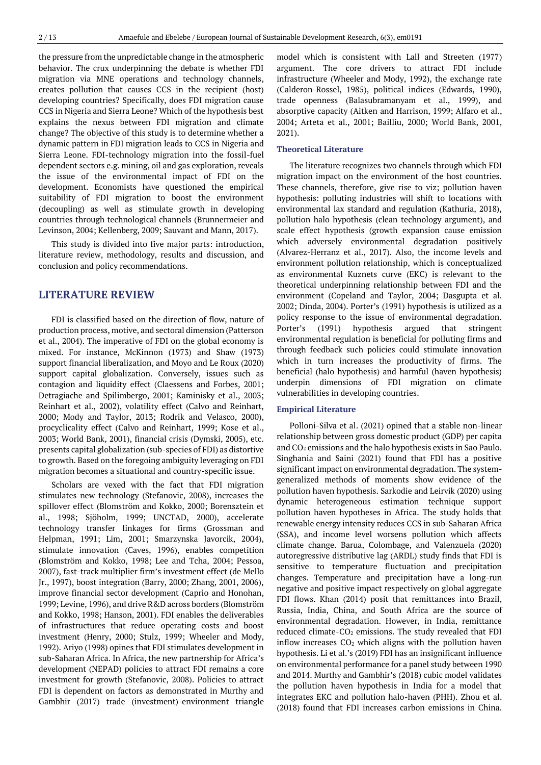the pressure from the unpredictable change in the atmospheric behavior. The crux underpinning the debate is whether FDI migration via MNE operations and technology channels, creates pollution that causes CCS in the recipient (host) developing countries? Specifically, does FDI migration cause CCS in Nigeria and Sierra Leone? Which of the hypothesis best explains the nexus between FDI migration and climate change? The objective of this study is to determine whether a dynamic pattern in FDI migration leads to CCS in Nigeria and Sierra Leone. FDI-technology migration into the fossil-fuel dependent sectors e.g. mining, oil and gas exploration, reveals the issue of the environmental impact of FDI on the development. Economists have questioned the empirical suitability of FDI migration to boost the environment (decoupling) as well as stimulate growth in developing countries through technological channels (Brunnermeier and Levinson, 2004; Kellenberg, 2009; Sauvant and Mann, 2017).

This study is divided into five major parts: introduction, literature review, methodology, results and discussion, and conclusion and policy recommendations.

## LITERATURE REVIEW

FDI is classified based on the direction of flow, nature of production process, motive, and sectoral dimension (Patterson et al., 2004). The imperative of FDI on the global economy is mixed. For instance, McKinnon (1973) and Shaw (1973) support financial liberalization, and Moyo and Le Roux (2020) support capital globalization. Conversely, issues such as contagion and liquidity effect (Claessens and Forbes, 2001; Detragiache and Spilimbergo, 2001; Kaminisky et al., 2003; Reinhart et al., 2002), volatility effect (Calvo and Reinhart, 2000; Mody and Taylor, 2013; Rodrik and Velasco, 2000), procyclicality effect (Calvo and Reinhart, 1999; Kose et al., 2003; World Bank, 2001), financial crisis (Dymski, 2005), etc. presents capital globalization (sub-species of FDI) as distortive to growth. Based on the foregoing ambiguity leveraging on FDI migration becomes a situational and country-specific issue.

Scholars are vexed with the fact that FDI migration stimulates new technology (Stefanovic, 2008), increases the spillover effect (Blomström and Kokko, 2000; Borensztein et al., 1998; Sjöholm, 1999; UNCTAD, 2000), accelerate technology transfer linkages for firms (Grossman and Helpman, 1991; Lim, 2001; Smarzynska Javorcik, 2004), stimulate innovation (Caves, 1996), enables competition (Blomström and Kokko, 1998; Lee and Tcha, 2004; Pessoa, 2007), fast-track multiplier firm's investment effect (de Mello Jr., 1997), boost integration (Barry, 2000; Zhang, 2001, 2006), improve financial sector development (Caprio and Honohan, 1999; Levine, 1996), and drive R&D across borders (Blomström and Kokko, 1998; Hanson, 2001). FDI enables the deliverables of infrastructures that reduce operating costs and boost investment (Henry, 2000; Stulz, 1999; Wheeler and Mody, 1992). Ariyo (1998) opines that FDI stimulates development in sub-Saharan Africa. In Africa, the new partnership for Africa's development (NEPAD) policies to attract FDI remains a core investment for growth (Stefanovic, 2008). Policies to attract FDI is dependent on factors as demonstrated in Murthy and Gambhir (2017) trade (investment)-environment triangle model which is consistent with Lall and Streeten (1977) argument. The core drivers to attract FDI include infrastructure (Wheeler and Mody, 1992), the exchange rate (Calderon-Rossel, 1985), political indices (Edwards, 1990), trade openness (Balasubramanyam et al., 1999), and absorptive capacity (Aitken and Harrison, 1999; Alfaro et al., 2004; Arteta et al., 2001; Bailliu, 2000; World Bank, 2001, 2021).

### Theoretical Literature

The literature recognizes two channels through which FDI migration impact on the environment of the host countries. These channels, therefore, give rise to viz; pollution haven hypothesis: polluting industries will shift to locations with environmental lax standard and regulation (Kathuria, 2018), pollution halo hypothesis (clean technology argument), and scale effect hypothesis (growth expansion cause emission which adversely environmental degradation positively (Alvarez-Herranz et al., 2017). Also, the income levels and environment pollution relationship, which is conceptualized as environmental Kuznets curve (EKC) is relevant to the theoretical underpinning relationship between FDI and the environment (Copeland and Taylor, 2004; Dasgupta et al. 2002; Dinda, 2004). Porter's (1991) hypothesis is utilized as a policy response to the issue of environmental degradation. Porter's (1991) hypothesis argued that stringent environmental regulation is beneficial for polluting firms and through feedback such policies could stimulate innovation which in turn increases the productivity of firms. The beneficial (halo hypothesis) and harmful (haven hypothesis) underpin dimensions of FDI migration on climate vulnerabilities in developing countries.

### Empirical Literature

Polloni-Silva et al. (2021) opined that a stable non-linear relationship between gross domestic product (GDP) per capita and $CO_2$ emissions and the halo hypothesis exists in Sao Paulo. Singhania and Saini (2021) found that FDI has a positive significant impact on environmental degradation. The system-generalized methods of moments show evidence of the pollution haven hypothesis. Sarkodie and Leirvik (2020) using dynamic heterogeneous estimation technique support pollution haven hypotheses in Africa. The study holds that renewable energy intensity reduces CCS in sub-Saharan Africa (SSA), and income level worsens pollution which affects climate change. Barua, Colombage, and Valenzuela (2020) autoregressive distributive lag (ARDL) study finds that FDI is sensitive to temperature fluctuation and precipitation changes. Temperature and precipitation have a long-run negative and positive impact respectively on global aggregate FDI flows. Khan (2014) posit that remittances into Brazil, Russia, India, China, and South Africa are the source of environmental degradation. However, in India, remittance reduced climate-$CO_2$ emissions. The study revealed that FDI inflow increases $CO_2$ which aligns with the pollution haven hypothesis. Li et al.'s (2019) FDI has an insignificant influence on environmental performance for a panel study between 1990 and 2014. Murthy and Gambhir's (2018) cubic model validates the pollution haven hypothesis in India for a model that integrates EKC and pollution halo-haven (PHH). Zhou et al. (2018) found that FDI increases carbon emissions in China.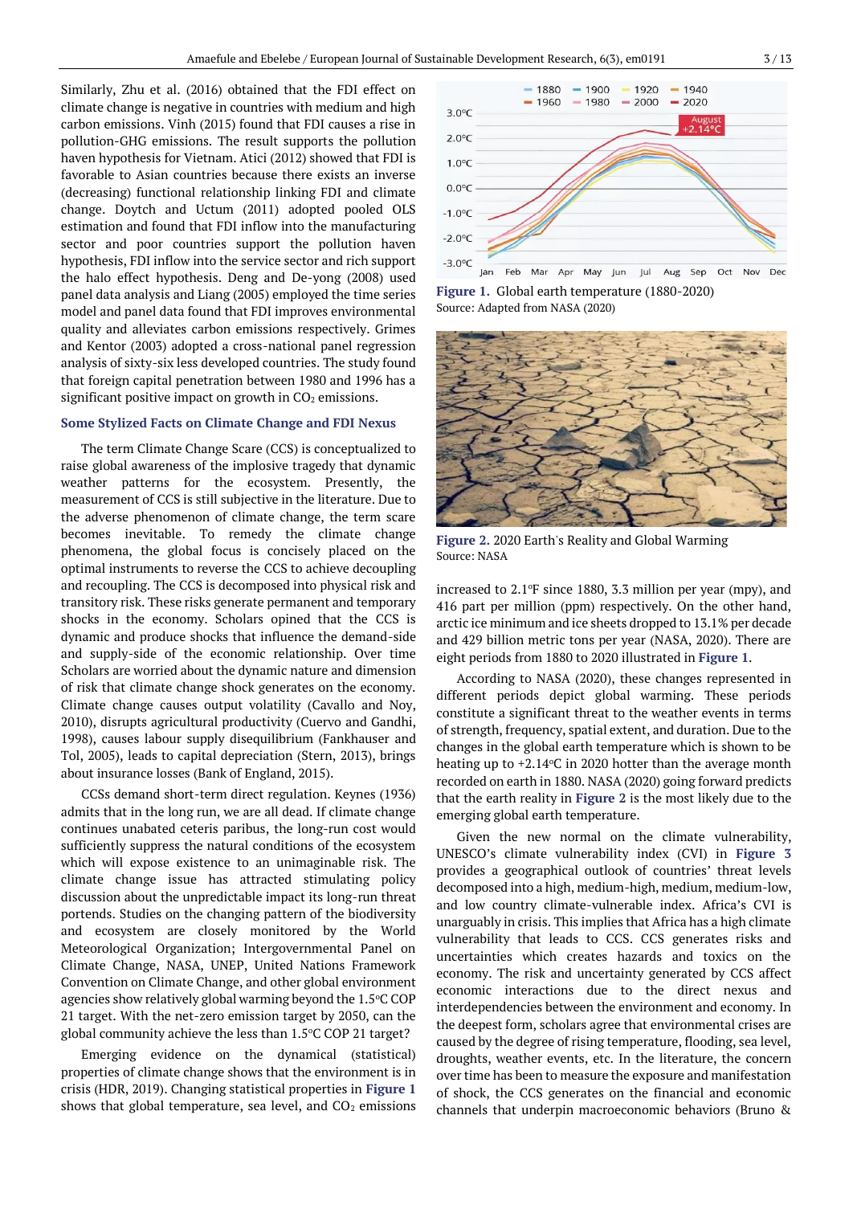Similarly, Zhu et al. (2016) obtained that the FDI effect on climate change is negative in countries with medium and high carbon emissions. Vinh (2015) found that FDI causes a rise in pollution-GHG emissions. The result supports the pollution haven hypothesis for Vietnam. Atici (2012) showed that FDI is favorable to Asian countries because there exists an inverse (decreasing) functional relationship linking FDI and climate change. Doytch and Uctum (2011) adopted pooled OLS estimation and found that FDI inflow into the manufacturing sector and poor countries support the pollution haven hypothesis, FDI inflow into the service sector and rich support the halo effect hypothesis. Deng and De-yong (2008) used panel data analysis and Liang (2005) employed the time series model and panel data found that FDI improves environmental quality and alleviates carbon emissions respectively. Grimes and Kentor (2003) adopted a cross-national panel regression analysis of sixty-six less developed countries. The study found that foreign capital penetration between 1980 and 1996 has a significant positive impact on growth in $CO_2$ emissions.

## Some Stylized Facts on Climate Change and FDI Nexus

The term Climate Change Scare (CCS) is conceptualized to raise global awareness of the implosive tragedy that dynamic weather patterns for the ecosystem. Presently, the measurement of CCS is still subjective in the literature. Due to the adverse phenomenon of climate change, the term scare becomes inevitable. To remedy the climate change phenomena, the global focus is concisely placed on the optimal instruments to reverse the CCS to achieve decoupling and recoupling. The CCS is decomposed into physical risk and transitory risk. These risks generate permanent and temporary shocks in the economy. Scholars opined that the CCS is dynamic and produce shocks that influence the demand-side and supply-side of the economic relationship. Over time Scholars are worried about the dynamic nature and dimension of risk that climate change shock generates on the economy. Climate change causes output volatility (Cavallo and Noy, 2010), disrupts agricultural productivity (Cuervo and Gandhi, 1998), causes labour supply disequilibrium (Fankhauser and Tol, 2005), leads to capital depreciation (Stern, 2013), brings about insurance losses (Bank of England, 2015).

CCSs demand short-term direct regulation. Keynes (1936) admits that in the long run, we are all dead. If climate change continues unabated ceteris paribus, the long-run cost would sufficiently suppress the natural conditions of the ecosystem which will expose existence to an unimaginable risk. The climate change issue has attracted stimulating policy discussion about the unpredictable impact its long-run threat portends. Studies on the changing pattern of the biodiversity and ecosystem are closely monitored by the World Meteorological Organization; Intergovernmental Panel on Climate Change, NASA, UNEP, United Nations Framework Convention on Climate Change, and other global environment agencies show relatively global warming beyond the 1.5°C COP 21 target. With the net-zero emission target by 2050, can the global community achieve the less than 1.5°C COP 21 target?

Emerging evidence on the dynamical (statistical) properties of climate change shows that the environment is in crisis (HDR, 2019). Changing statistical properties in **Figure 1** shows that global temperature, sea level, and $CO_2$ emissions increased to 2.1°F since 1880, 3.3 million per year (mpy), and 416 part per million (ppm) respectively. On the other hand, arctic ice minimum and ice sheets dropped to 13.1% per decade and 429 billion metric tons per year (NASA, 2020). There are eight periods from 1880 to 2020 illustrated in **Figure 1**.

**Figure 1.** Global earth temperature (1880-2020)
Source: Adapted from NASA (2020)

**Figure 2.** 2020 Earth's Reality and Global Warming
Source: NASA

According to NASA (2020), these changes represented in different periods depict global warming. These periods constitute a significant threat to the weather events in terms of strength, frequency, spatial extent, and duration. Due to the changes in the global earth temperature which is shown to be heating up to +2.14°C in 2020 hotter than the average month recorded on earth in 1880. NASA (2020) going forward predicts that the earth reality in **Figure 2** is the most likely due to the emerging global earth temperature.

Given the new normal on the climate vulnerability, UNESCO's climate vulnerability index (CVI) in **Figure 3** provides a geographical outlook of countries' threat levels decomposed into a high, medium-high, medium, medium-low, and low country climate-vulnerable index. Africa's CVI is unarguably in crisis. This implies that Africa has a high climate vulnerability that leads to CCS. CCS generates risks and uncertainties which creates hazards and toxics on the economy. The risk and uncertainty generated by CCS affect economic interactions due to the direct nexus and interdependencies between the environment and economy. In the deepest form, scholars agree that environmental crises are caused by the degree of rising temperature, flooding, sea level, droughts, weather events, etc. In the literature, the concern over time has been to measure the exposure and manifestation of shock, the CCS generates on the financial and economic channels that underpin macroeconomic behaviors (Bruno &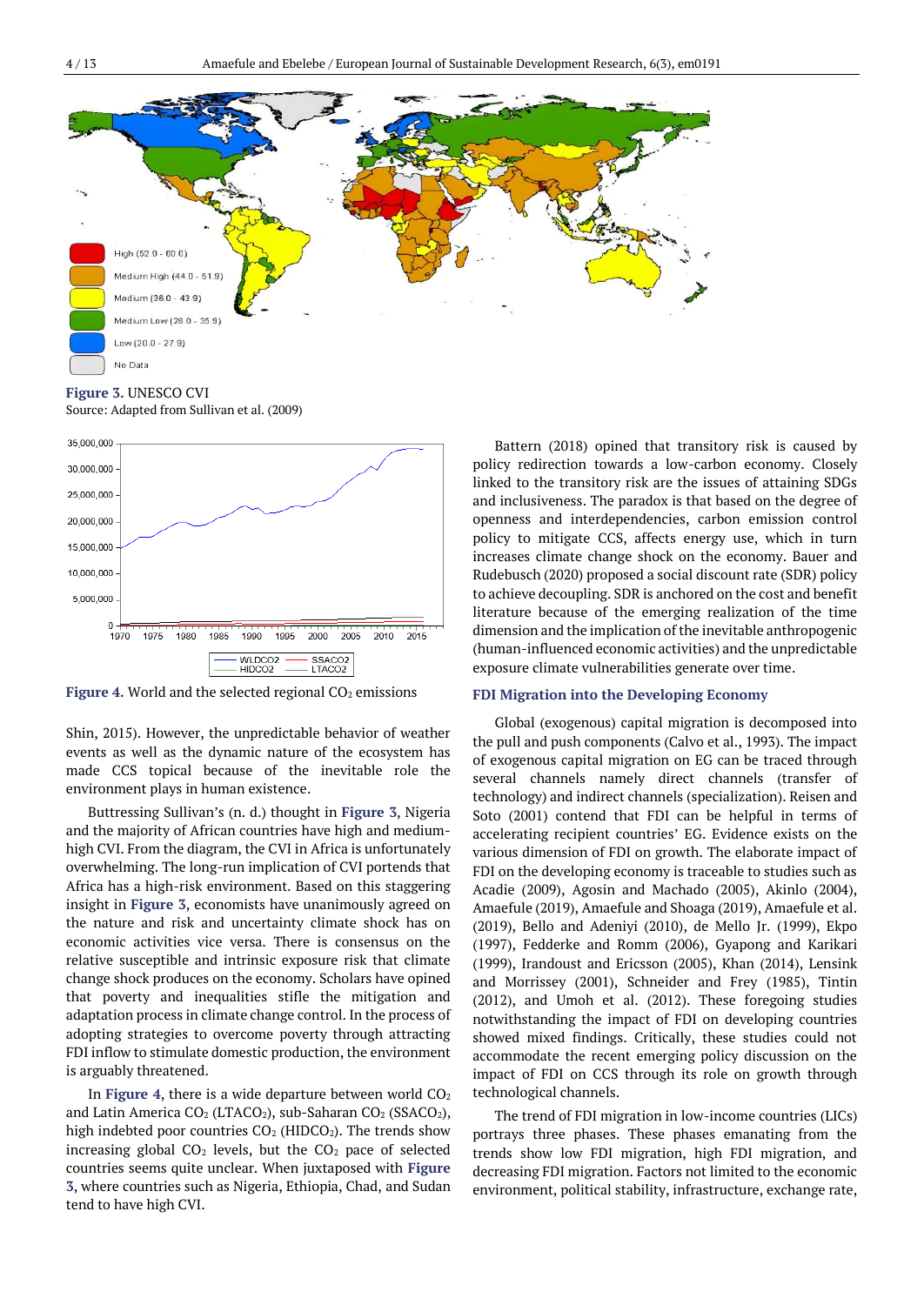Figure 3. UNESCO CVI
Source: Adapted from Sullivan et al. (2009)

Figure 4. World and the selected regional $CO_2$ emissions

Shin, 2015). However, the unpredictable behavior of weather events as well as the dynamic nature of the ecosystem has made CCS topical because of the inevitable role the environment plays in human existence.

Buttressing Sullivan's (n. d.) thought in Figure 3, Nigeria and the majority of African countries have high and medium-high CVI. From the diagram, the CVI in Africa is unfortunately overwhelming. The long-run implication of CVI portends that Africa has a high-risk environment. Based on this staggering insight in Figure 3, economists have unanimously agreed on the nature and risk and uncertainty climate shock has on economic activities vice versa. There is consensus on the relative susceptible and intrinsic exposure risk that climate change shock produces on the economy. Scholars have opined that poverty and inequalities stifle the mitigation and adaptation process in climate change control. In the process of adopting strategies to overcome poverty through attracting FDI inflow to stimulate domestic production, the environment is arguably threatened.

In Figure 4, there is a wide departure between world $CO_2$ and Latin America $CO_2$ ($LTACO_2$), sub-Saharan $CO_2$ ($SSACO_2$), high indebted poor countries $CO_2$ ($HIDCO_2$). The trends show increasing global $CO_2$ levels, but the $CO_2$ pace of selected countries seems quite unclear. When juxtaposed with Figure 3, where countries such as Nigeria, Ethiopia, Chad, and Sudan tend to have high CVI.

Battern (2018) opined that transitory risk is caused by policy redirection towards a low-carbon economy. Closely linked to the transitory risk are the issues of attaining SDGs and inclusiveness. The paradox is that based on the degree of openness and interdependencies, carbon emission control policy to mitigate CCS, affects energy use, which in turn increases climate change shock on the economy. Bauer and Rudebusch (2020) proposed a social discount rate (SDR) policy to achieve decoupling. SDR is anchored on the cost and benefit literature because of the emerging realization of the time dimension and the implication of the inevitable anthropogenic (human-influenced economic activities) and the unpredictable exposure climate vulnerabilities generate over time.

## FDI Migration into the Developing Economy

Global (exogenous) capital migration is decomposed into the pull and push components (Calvo et al., 1993). The impact of exogenous capital migration on EG can be traced through several channels namely direct channels (transfer of technology) and indirect channels (specialization). Reisen and Soto (2001) contend that FDI can be helpful in terms of accelerating recipient countries' EG. Evidence exists on the various dimension of FDI on growth. The elaborate impact of FDI on the developing economy is traceable to studies such as Acadie (2009), Agosin and Machado (2005), Akinlo (2004), Amaefule (2019), Amaefule and Shoaga (2019), Amaefule et al. (2019), Bello and Adeniyi (2010), de Mello Jr. (1999), Ekpo (1997), Fedderke and Romm (2006), Gyapong and Karikari (1999), Irandoust and Ericsson (2005), Khan (2014), Lensink and Morrissey (2001), Schneider and Frey (1985), Tintin (2012), and Umoh et al. (2012). These foregoing studies notwithstanding the impact of FDI on developing countries showed mixed findings. Critically, these studies could not accommodate the recent emerging policy discussion on the impact of FDI on CCS through its role on growth through technological channels.

The trend of FDI migration in low-income countries (LICs) portrays three phases. These phases emanating from the trends show low FDI migration, high FDI migration, and decreasing FDI migration. Factors not limited to the economic environment, political stability, infrastructure, exchange rate,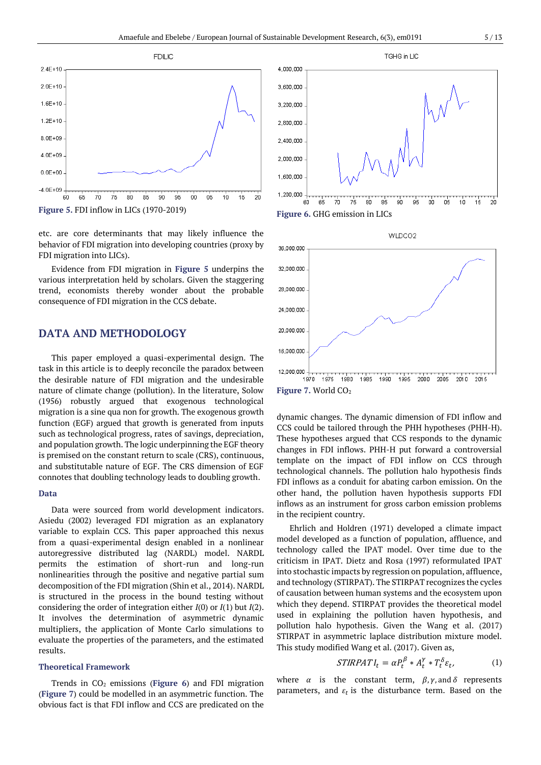Figure 5. FDI inflow in LICs (1970-2019)

Figure 6. GHG emission in LICs

Figure 7. World $CO_2$

etc. are core determinants that may likely influence the behavior of FDI migration into developing countries (proxy by FDI migration into LICs).

Evidence from FDI migration in **Figure 5** underpins the various interpretation held by scholars. Given the staggering trend, economists thereby wonder about the probable consequence of FDI migration in the CCS debate.

## DATA AND METHODOLOGY

This paper employed a quasi-experimental design. The task in this article is to deeply reconcile the paradox between the desirable nature of FDI migration and the undesirable nature of climate change (pollution). In the literature, Solow (1956) robustly argued that exogenous technological migration is a sine qua non for growth. The exogenous growth function (EGF) argued that growth is generated from inputs such as technological progress, rates of savings, depreciation, and population growth. The logic underpinning the EGF theory is premised on the constant return to scale (CRS), continuous, and substitutable nature of EGF. The CRS dimension of EGF connotes that doubling technology leads to doubling growth.

### Data

Data were sourced from world development indicators. Asiedu (2002) leveraged FDI migration as an explanatory variable to explain CCS. This paper approached this nexus from a quasi-experimental design enabled in a nonlinear autoregressive distributed lag (NARDL) model. NARDL permits the estimation of short-run and long-run nonlinearities through the positive and negative partial sum decomposition of the FDI migration (Shin et al., 2014). NARDL is structured in the process in the bound testing without considering the order of integration either $I(0)$ or $I(1)$ but $I(2)$. It involves the determination of asymmetric dynamic multipliers, the application of Monte Carlo simulations to evaluate the properties of the parameters, and the estimated results.

### Theoretical Framework

Trends in $CO_2$ emissions (**Figure 6**) and FDI migration (**Figure 7**) could be modelled in an asymmetric function. The obvious fact is that FDI inflow and CCS are predicated on the dynamic changes. The dynamic dimension of FDI inflow and CCS could be tailored through the PHH hypotheses (PHH-H). These hypotheses argued that CCS responds to the dynamic changes in FDI inflows. PHH-H put forward a controversial template on the impact of FDI inflow on CCS through technological channels. The pollution halo hypothesis finds FDI inflows as a conduit for abating carbon emission. On the other hand, the pollution haven hypothesis supports FDI inflows as an instrument for gross carbon emission problems in the recipient country.

Ehrlich and Holdren (1971) developed a climate impact model developed as a function of population, affluence, and technology called the IPAT model. Over time due to the criticism in IPAT. Dietz and Rosa (1997) reformulated IPAT into stochastic impacts by regression on population, affluence, and technology (STIRPAT). The STIRPAT recognizes the cycles of causation between human systems and the ecosystem upon which they depend. STIRPAT provides the theoretical model used in explaining the pollution haven hypothesis, and pollution halo hypothesis. Given the Wang et al. (2017) STIRPAT in asymmetric laplace distribution mixture model. This study modified Wang et al. (2017). Given as,

$$STIRPAT\,I_t = \alpha P_t^{\beta} * A_t^{\gamma} * T_t^{\delta} \varepsilon_t, \tag{1}$$

where $\alpha$ is the constant term, $\beta, \gamma,$ and $\delta$ represents parameters, and $\varepsilon_t$ is the disturbance term. Based on the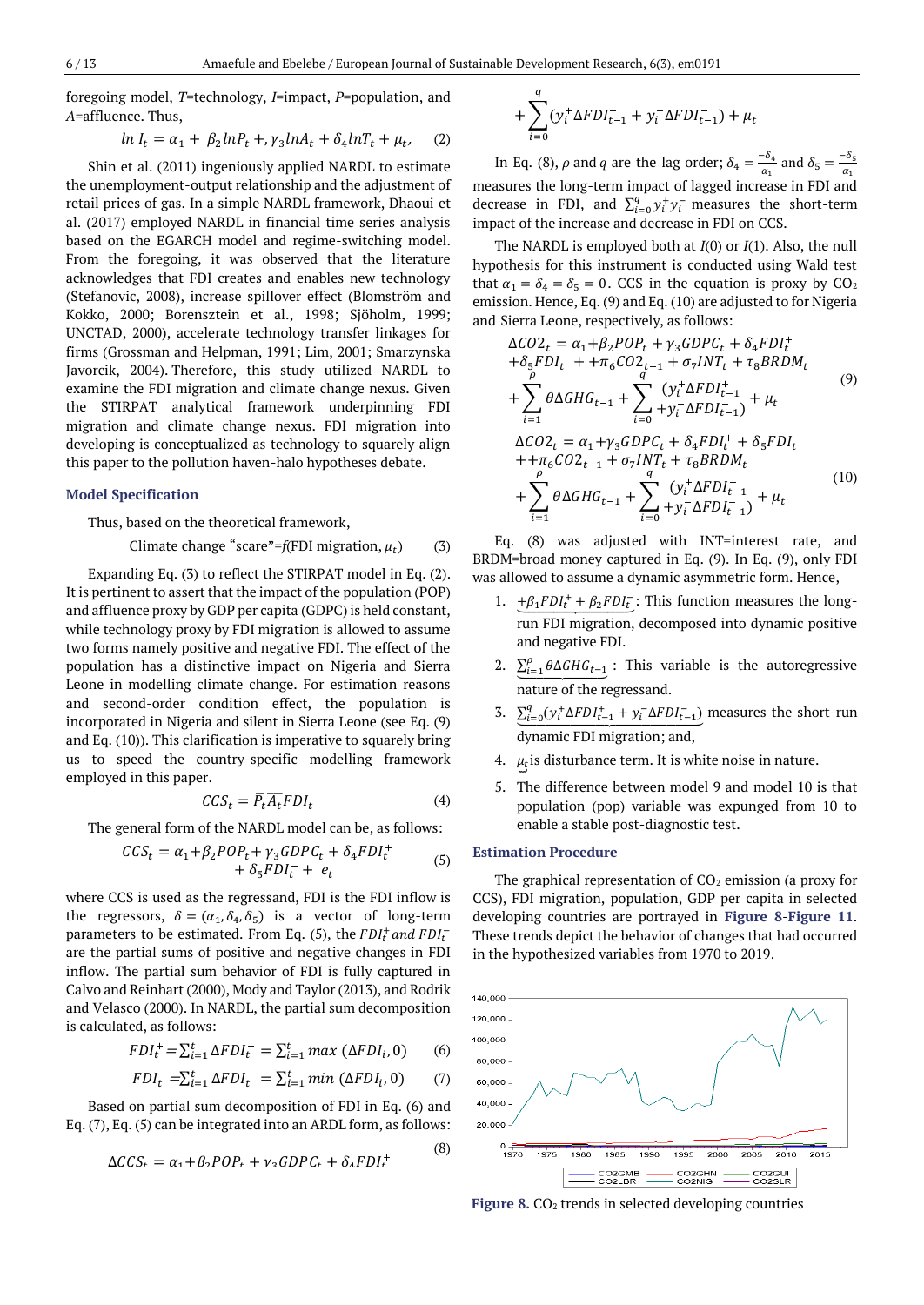foregoing model, $T$=technology, $I$=impact, $P$=population, and $A$=affluence. Thus,

$$\ln I_t = \alpha_1 + \beta_2 \ln P_t +, \gamma_3 \ln A_t + \delta_4 \ln T_t + \mu_t, \quad (2)$$

Shin et al. (2011) ingeniously applied NARDL to estimate the unemployment-output relationship and the adjustment of retail prices of gas. In a simple NARDL framework, Dhaoui et al. (2017) employed NARDL in financial time series analysis based on the EGARCH model and regime-switching model. From the foregoing, it was observed that the literature acknowledges that FDI creates and enables new technology (Stefanovic, 2008), increase spillover effect (Blomström and Kokko, 2000; Borensztein et al., 1998; Sjöholm, 1999; UNCTAD, 2000), accelerate technology transfer linkages for firms (Grossman and Helpman, 1991; Lim, 2001; Smarzynska Javorcik, 2004). Therefore, this study utilized NARDL to examine the FDI migration and climate change nexus. Given the STIRPAT analytical framework underpinning FDI migration and climate change nexus. FDI migration into developing is conceptualized as technology to squarely align this paper to the pollution haven-halo hypotheses debate.

### Model Specification

Thus, based on the theoretical framework,

$$\text{Climate change "scare"} = f(\text{FDI migration}, \mu_t) \quad (3)$$

Expanding Eq. (3) to reflect the STIRPAT model in Eq. (2). It is pertinent to assert that the impact of the population (POP) and affluence proxy by GDP per capita (GDPC) is held constant, while technology proxy by FDI migration is allowed to assume two forms namely positive and negative FDI. The effect of the population has a distinctive impact on Nigeria and Sierra Leone in modelling climate change. For estimation reasons and second-order condition effect, the population is incorporated in Nigeria and silent in Sierra Leone (see Eq. (9) and Eq. (10)). This clarification is imperative to squarely bring us to speed the country-specific modelling framework employed in this paper.

$$CCS_t = \overline{P}_t \overline{A}_t FDI_t \quad (4)$$

The general form of the NARDL model can be, as follows:

$$CCS_t = \alpha_1 + \beta_2 POP_t + \gamma_3 GDPC_t + \delta_4 FDI_t^+ + \delta_5 FDI_t^- + e_t \quad (5)$$

where CCS is used as the regressand, FDI is the FDI inflow is the regressors, $\delta = (\alpha_1, \delta_4, \delta_5)$ is a vector of long-term parameters to be estimated. From Eq. (5), the $FDI_t^+ \text{ and } FDI_t^-$ are the partial sums of positive and negative changes in FDI inflow. The partial sum behavior of FDI is fully captured in Calvo and Reinhart (2000), Mody and Taylor (2013), and Rodrik and Velasco (2000). In NARDL, the partial sum decomposition is calculated, as follows:

$$FDI_t^+ = \sum_{i=1}^{t} \Delta FDI_t^+ = \sum_{i=1}^{t} \max(\Delta FDI_i, 0) \quad (6)$$

$$FDI_t^- = \sum_{i=1}^{t} \Delta FDI_t^- = \sum_{i=1}^{t} \min(\Delta FDI_i, 0) \quad (7)$$

Based on partial sum decomposition of FDI in Eq. (6) and Eq. (7), Eq. (5) can be integrated into an ARDL form, as follows:

$$\Delta CCS_t = \alpha_1 + \beta_2 POP_t + \gamma_3 GDPC_t + \delta_4 FDI_t^+ + \sum_{i=0}^{q} (y_i^+ \Delta FDI_{t-1}^+ + y_i^- \Delta FDI_{t-1}^-) + \mu_t \quad (8)$$

In Eq. (8), $\rho$ and $q$ are the lag order; $\delta_4 = \frac{-\delta_4}{\alpha_1}$ and $\delta_5 = \frac{-\delta_5}{\alpha_1}$ measures the long-term impact of lagged increase in FDI and decrease in FDI, and $\sum_{i=0}^{q} y_i^+ y_i^-$ measures the short-term impact of the increase and decrease in FDI on CCS.

The NARDL is employed both at $I(0)$ or $I(1)$. Also, the null hypothesis for this instrument is conducted using Wald test that $\alpha_1 = \delta_4 = \delta_5 = 0$. CCS in the equation is proxy by $CO_2$ emission. Hence, Eq. (9) and Eq. (10) are adjusted to for Nigeria and Sierra Leone, respectively, as follows:

$$\Delta CO2_t = \alpha_1 + \beta_2 POP_t + \gamma_3 GDPC_t + \delta_4 FDI_t^+ + \delta_5 FDI_t^- + + \pi_6 CO2_{t-1} + \sigma_7 INT_t + \tau_8 BRDM_t + \sum_{i=1}^{\rho} \theta \Delta GHG_{t-1} + \sum_{i=0}^{q} \begin{pmatrix} y_i^+ \Delta FDI_{t-1}^+ \\ + y_i^- \Delta FDI_{t-1}^- \end{pmatrix} + \mu_t \quad (9)$$

$$\Delta CO2_t = \alpha_1 + \gamma_3 GDPC_t + \delta_4 FDI_t^+ + \delta_5 FDI_t^- + + \pi_6 CO2_{t-1} + \sigma_7 INT_t + \tau_8 BRDM_t + \sum_{i=1}^{\rho} \theta \Delta GHG_{t-1} + \sum_{i=0}^{q} \begin{pmatrix} y_i^+ \Delta FDI_{t-1}^+ \\ + y_i^- \Delta FDI_{t-1}^- \end{pmatrix} + \mu_t \quad (10)$$

Eq. (8) was adjusted with INT=interest rate, and BRDM=broad money captured in Eq. (9). In Eq. (9), only FDI was allowed to assume a dynamic asymmetric form. Hence,

1. $\underbrace{+\beta_1 FDI_t^+ + \beta_2 FDI_t^-}$: This function measures the long-run FDI migration, decomposed into dynamic positive and negative FDI.
2. $\underbrace{\sum_{i=1}^{\rho} \theta \Delta GHG_{t-1}}$: This variable is the autoregressive nature of the regressand.
3. $\underbrace{\sum_{i=0}^{q} (y_i^+ \Delta FDI_{t-1}^+ + y_i^- \Delta FDI_{t-1}^-)}$ measures the short-run dynamic FDI migration; and,
4. $\underbrace{\mu_t}$ is disturbance term. It is white noise in nature.
5. The difference between model 9 and model 10 is that population (pop) variable was expunged from 10 to enable a stable post-diagnostic test.

### Estimation Procedure

The graphical representation of $CO_2$ emission (a proxy for CCS), FDI migration, population, GDP per capita in selected developing countries are portrayed in **Figure 8-Figure 11**. These trends depict the behavior of changes that had occurred in the hypothesized variables from 1970 to 2019.

**Figure 8.** $CO_2$ trends in selected developing countries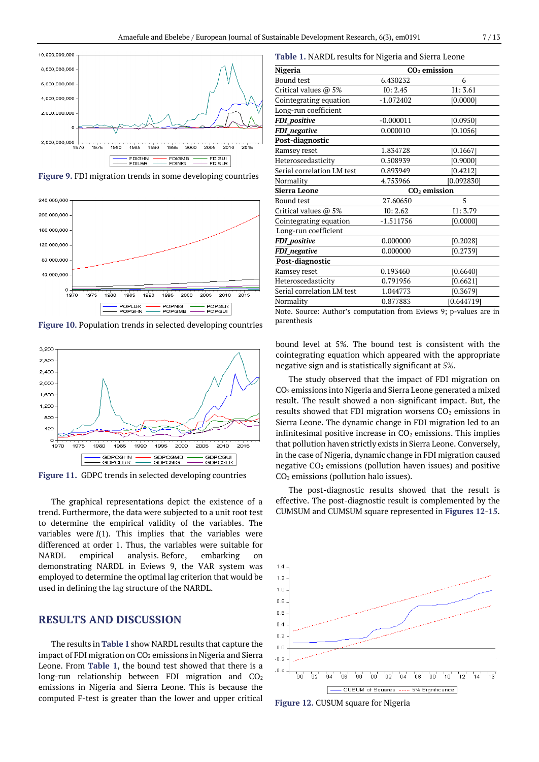Figure 9. FDI migration trends in some developing countries

Figure 10. Population trends in selected developing countries

Figure 11. GDPC trends in selected developing countries

The graphical representations depict the existence of a trend. Furthermore, the data were subjected to a unit root test to determine the empirical validity of the variables. The variables were $I(1)$. This implies that the variables were differenced at order 1. Thus, the variables were suitable for NARDL empirical analysis. Before, embarking on demonstrating NARDL in Eviews 9, the VAR system was employed to determine the optimal lag criterion that would be used in defining the lag structure of the NARDL.

## RESULTS AND DISCUSSION

The results in **Table 1** show NARDL results that capture the impact of FDI migration on $CO_2$ emissions in Nigeria and Sierra Leone. From **Table 1**, the bound test showed that there is a long-run relationship between FDI migration and $CO_2$ emissions in Nigeria and Sierra Leone. This is because the computed F-test is greater than the lower and upper critical bound level at 5%. The bound test is consistent with the cointegrating equation which appeared with the appropriate negative sign and is statistically significant at 5%.

**Table 1.** NARDL results for Nigeria and Sierra Leone

| **Nigeria** | **$CO_2$ emission** | |
|---|---|---|
| Bound test | 6.430232 | 6 |
| Critical values @ 5% | I0: 2.45 | I1: 3.61 |
| Cointegrating equation | -1.072402 | [0.0000] |
| Long-run coefficient | | |
| ***FDI_positive*** | -0.000011 | [0.0950] |
| ***FDI_negative*** | 0.000010 | [0.1056] |
| **Post-diagnostic** | | |
| Ramsey reset | 1.834728 | [0.1667] |
| Heteroscedasticity | 0.508939 | [0.9000] |
| Serial correlation LM test | 0.893949 | [0.4212] |
| Normality | 4.753966 | [0.092830] |
| **Sierra Leone** | **$CO_2$ emission** | |
| Bound test | 27.60650 | 5 |
| Critical values @ 5% | I0: 2.62 | I1: 3.79 |
| Cointegrating equation | -1.511756 | [0.0000] |
| Long-run coefficient | | |
| ***FDI_positive*** | 0.000000 | [0.2028] |
| ***FDI_negative*** | 0.000000 | [0.2739] |
| **Post-diagnostic** | | |
| Ramsey reset | 0.193460 | [0.6640] |
| Heteroscedasticity | 0.791956 | [0.6621] |
| Serial correlation LM test | 1.044773 | [0.3679] |
| Normality | 0.877883 | [0.644719] |

Note. Source: Author's computation from Eviews 9; p-values are in parenthesis

The study observed that the impact of FDI migration on $CO_2$ emissions into Nigeria and Sierra Leone generated a mixed result. The result showed a non-significant impact. But, the results showed that FDI migration worsens $CO_2$ emissions in Sierra Leone. The dynamic change in FDI migration led to an infinitesimal positive increase in $CO_2$ emissions. This implies that pollution haven strictly exists in Sierra Leone. Conversely, in the case of Nigeria, dynamic change in FDI migration caused negative $CO_2$ emissions (pollution haven issues) and positive $CO_2$ emissions (pollution halo issues).

The post-diagnostic results showed that the result is effective. The post-diagnostic result is complemented by the CUMSUM and CUMSUM square represented in **Figures 12-15**.

Figure 12. CUSUM square for Nigeria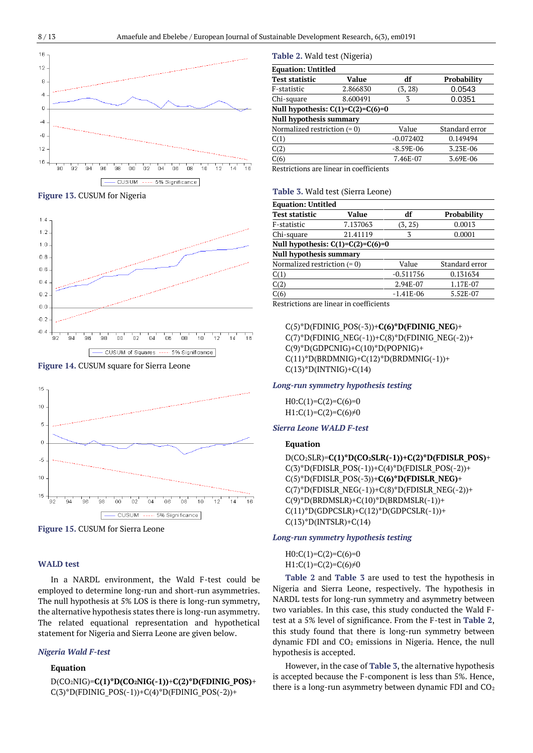Figure 13. CUSUM for Nigeria

Figure 14. CUSUM square for Sierra Leone

Figure 15. CUSUM for Sierra Leone

## WALD test

In a NARDL environment, the Wald F-test could be employed to determine long-run and short-run asymmetries. The null hypothesis at 5% LOS is there is long-run symmetry, the alternative hypothesis states there is long-run asymmetry. The related equational representation and hypothetical statement for Nigeria and Sierra Leone are given below.

### *Nigeria Wald F-test*

**Equation**

D($CO_2$NIG)=**C(1)*D($CO_2$NIG(-1))**+**C(2)*D(FDINIG_POS)**+ C(3)*D(FDINIG_POS(-1))+C(4)*D(FDINIG_POS(-2))+ C(5)*D(FDINIG_POS(-3))+**C(6)*D(FDINIG_NEG)**+ C(7)*D(FDINIG_NEG(-1))+C(8)*D(FDINIG_NEG(-2))+ C(9)*D(GDPCNIG)+C(10)*D(POPNIG)+ C(11)*D(BRDMNIG)+C(12)*D(BRDMNIG(-1))+ C(13)*D(INTNIG)+C(14)

### *Long-run symmetry hypothesis testing*

H0:C(1)=C(2)=C(6)=0

H1:C(1)=C(2)=C(6)≠0

**Table 2.** Wald test (Nigeria)

| **Equation: Untitled** | | | |
|---|---|---|---|
| **Test statistic** | **Value** | **df** | **Probability** |
| F-statistic | 2.866830 | (3, 28) | 0.0543 |
| Chi-square | 8.600491 | 3 | 0.0351 |
| **Null hypothesis: C(1)=C(2)=C(6)=0** | | | |
| **Null hypothesis summary** | | | |
| Normalized restriction (= 0) | | Value | Standard error |
| C(1) | | -0.072402 | 0.149494 |
| C(2) | | -8.59E-06 | 3.23E-06 |
| C(6) | | 7.46E-07 | 3.69E-06 |

Restrictions are linear in coefficients

### *Sierra Leone WALD F-test*

**Equation**

D($CO_2$SLR)=**C(1)*D($CO_2$SLR(-1))**+**C(2)*D(FDISLR_POS)**+ C(3)*D(FDISLR_POS(-1))+C(4)*D(FDISLR_POS(-2))+ C(5)*D(FDISLR_POS(-3))+**C(6)*D(FDISLR_NEG)**+ C(7)*D(FDISLR_NEG(-1))+C(8)*D(FDISLR_NEG(-2))+ C(9)*D(BRDMSLR)+C(10)*D(BRDMSLR(-1))+ C(11)*D(GDPCSLR)+C(12)*D(GDPCSLR(-1))+ C(13)*D(INTSLR)+C(14)

### *Long-run symmetry hypothesis testing*

H0:C(1)=C(2)=C(6)=0

H1:C(1)=C(2)=C(6)≠0

**Table 3.** Wald test (Sierra Leone)

| **Equation: Untitled** | | | |
|---|---|---|---|
| **Test statistic** | **Value** | **df** | **Probability** |
| F-statistic | 7.137063 | (3, 25) | 0.0013 |
| Chi-square | 21.41119 | 3 | 0.0001 |
| **Null hypothesis: C(1)=C(2)=C(6)=0** | | | |
| **Null hypothesis summary** | | | |
| Normalized restriction (= 0) | | Value | Standard error |
| C(1) | | -0.511756 | 0.131634 |
| C(2) | | 2.94E-07 | 1.17E-07 |
| C(6) | | -1.41E-06 | 5.52E-07 |

Restrictions are linear in coefficients

**Table 2** and **Table 3** are used to test the hypothesis in Nigeria and Sierra Leone, respectively. The hypothesis in NARDL tests for long-run symmetry and asymmetry between two variables. In this case, this study conducted the Wald F-test at a 5% level of significance. From the F-test in **Table 2**, this study found that there is long-run symmetry between dynamic FDI and $CO_2$ emissions in Nigeria. Hence, the null hypothesis is accepted.

However, in the case of **Table 3**, the alternative hypothesis is accepted because the F-component is less than 5%. Hence, there is a long-run asymmetry between dynamic FDI and $CO_2$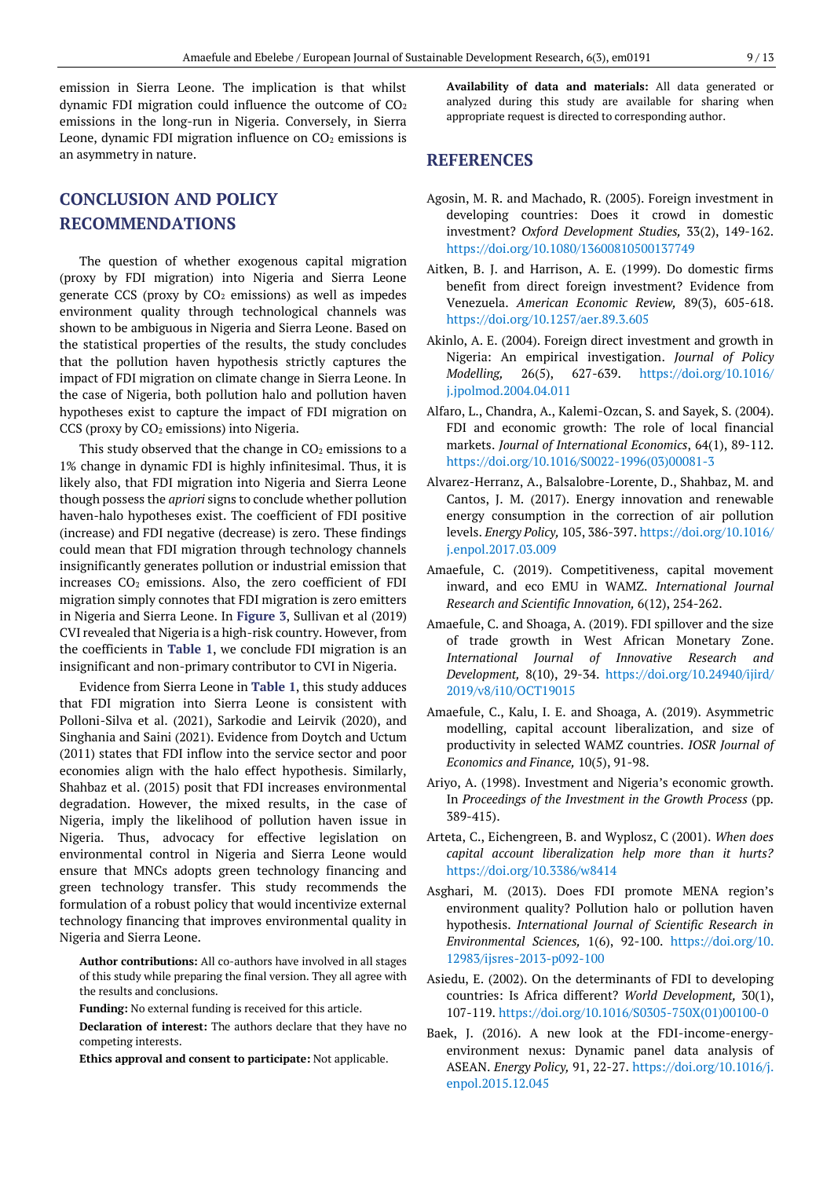emission in Sierra Leone. The implication is that whilst dynamic FDI migration could influence the outcome of $CO_2$ emissions in the long-run in Nigeria. Conversely, in Sierra Leone, dynamic FDI migration influence on $CO_2$ emissions is an asymmetry in nature.

## CONCLUSION AND POLICY RECOMMENDATIONS

The question of whether exogenous capital migration (proxy by FDI migration) into Nigeria and Sierra Leone generate CCS (proxy by $CO_2$ emissions) as well as impedes environment quality through technological channels was shown to be ambiguous in Nigeria and Sierra Leone. Based on the statistical properties of the results, the study concludes that the pollution haven hypothesis strictly captures the impact of FDI migration on climate change in Sierra Leone. In the case of Nigeria, both pollution halo and pollution haven hypotheses exist to capture the impact of FDI migration on CCS (proxy by $CO_2$ emissions) into Nigeria.

This study observed that the change in $CO_2$ emissions to a 1% change in dynamic FDI is highly infinitesimal. Thus, it is likely also, that FDI migration into Nigeria and Sierra Leone though possess the *apriori* signs to conclude whether pollution haven-halo hypotheses exist. The coefficient of FDI positive (increase) and FDI negative (decrease) is zero. These findings could mean that FDI migration through technology channels insignificantly generates pollution or industrial emission that increases $CO_2$ emissions. Also, the zero coefficient of FDI migration simply connotes that FDI migration is zero emitters in Nigeria and Sierra Leone. In **Figure 3**, Sullivan et al (2019) CVI revealed that Nigeria is a high-risk country. However, from the coefficients in **Table 1**, we conclude FDI migration is an insignificant and non-primary contributor to CVI in Nigeria.

Evidence from Sierra Leone in **Table 1**, this study adduces that FDI migration into Sierra Leone is consistent with Polloni-Silva et al. (2021), Sarkodie and Leirvik (2020), and Singhania and Saini (2021). Evidence from Doytch and Uctum (2011) states that FDI inflow into the service sector and poor economies align with the halo effect hypothesis. Similarly, Shahbaz et al. (2015) posit that FDI increases environmental degradation. However, the mixed results, in the case of Nigeria, imply the likelihood of pollution haven issue in Nigeria. Thus, advocacy for effective legislation on environmental control in Nigeria and Sierra Leone would ensure that MNCs adopts green technology financing and green technology transfer. This study recommends the formulation of a robust policy that would incentivize external technology financing that improves environmental quality in Nigeria and Sierra Leone.

**Author contributions:** All co-authors have involved in all stages of this study while preparing the final version. They all agree with the results and conclusions.

**Funding:** No external funding is received for this article.

**Declaration of interest:** The authors declare that they have no competing interests.

**Ethics approval and consent to participate:** Not applicable.

**Availability of data and materials:** All data generated or analyzed during this study are available for sharing when appropriate request is directed to corresponding author.

## REFERENCES

Agosin, M. R. and Machado, R. (2005). Foreign investment in developing countries: Does it crowd in domestic investment? *Oxford Development Studies,* 33(2), 149-162. https://doi.org/10.1080/13600810500137749

Aitken, B. J. and Harrison, A. E. (1999). Do domestic firms benefit from direct foreign investment? Evidence from Venezuela. *American Economic Review,* 89(3), 605-618. https://doi.org/10.1257/aer.89.3.605

Akinlo, A. E. (2004). Foreign direct investment and growth in Nigeria: An empirical investigation. *Journal of Policy Modelling,* 26(5), 627-639. https://doi.org/10.1016/j.jpolmod.2004.04.011

Alfaro, L., Chandra, A., Kalemi-Ozcan, S. and Sayek, S. (2004). FDI and economic growth: The role of local financial markets. *Journal of International Economics*, 64(1), 89-112. https://doi.org/10.1016/S0022-1996(03)00081-3

Alvarez-Herranz, A., Balsalobre-Lorente, D., Shahbaz, M. and Cantos, J. M. (2017). Energy innovation and renewable energy consumption in the correction of air pollution levels. *Energy Policy,* 105, 386-397. https://doi.org/10.1016/j.enpol.2017.03.009

Amaefule, C. (2019). Competitiveness, capital movement inward, and eco EMU in WAMZ. *International Journal Research and Scientific Innovation,* 6(12), 254-262.

Amaefule, C. and Shoaga, A. (2019). FDI spillover and the size of trade growth in West African Monetary Zone. *International Journal of Innovative Research and Development,* 8(10), 29-34. https://doi.org/10.24940/ijird/2019/v8/i10/OCT19015

Amaefule, C., Kalu, I. E. and Shoaga, A. (2019). Asymmetric modelling, capital account liberalization, and size of productivity in selected WAMZ countries. *IOSR Journal of Economics and Finance,* 10(5), 91-98.

Ariyo, A. (1998). Investment and Nigeria's economic growth. In *Proceedings of the Investment in the Growth Process* (pp. 389-415).

Arteta, C., Eichengreen, B. and Wyplosz, C (2001). *When does capital account liberalization help more than it hurts?* https://doi.org/10.3386/w8414

Asghari, M. (2013). Does FDI promote MENA region's environment quality? Pollution halo or pollution haven hypothesis. *International Journal of Scientific Research in Environmental Sciences,* 1(6), 92-100. https://doi.org/10.12983/ijsres-2013-p092-100

Asiedu, E. (2002). On the determinants of FDI to developing countries: Is Africa different? *World Development,* 30(1), 107-119. https://doi.org/10.1016/S0305-750X(01)00100-0

Baek, J. (2016). A new look at the FDI-income-energy-environment nexus: Dynamic panel data analysis of ASEAN. *Energy Policy,* 91, 22-27. https://doi.org/10.1016/j.enpol.2015.12.045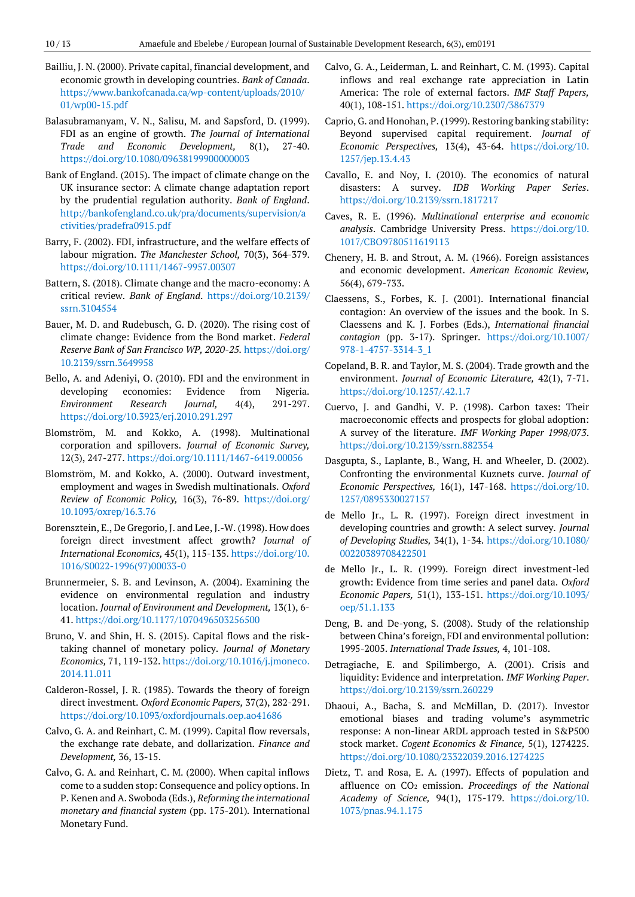Bailliu, J. N. (2000). Private capital, financial development, and economic growth in developing countries. *Bank of Canada*. https://www.bankofcanada.ca/wp-content/uploads/2010/01/wp00-15.pdf

Balasubramanyam, V. N., Salisu, M. and Sapsford, D. (1999). FDI as an engine of growth. *The Journal of International Trade and Economic Development,* 8(1), 27-40. https://doi.org/10.1080/09638199900000003

Bank of England. (2015). The impact of climate change on the UK insurance sector: A climate change adaptation report by the prudential regulation authority. *Bank of England*. http://bankofengland.co.uk/pra/documents/supervision/activities/pradefra0915.pdf

Barry, F. (2002). FDI, infrastructure, and the welfare effects of labour migration. *The Manchester School,* 70(3), 364-379. https://doi.org/10.1111/1467-9957.00307

Battern, S. (2018). Climate change and the macro-economy: A critical review. *Bank of England*. https://doi.org/10.2139/ssrn.3104554

Bauer, M. D. and Rudebusch, G. D. (2020). The rising cost of climate change: Evidence from the Bond market. *Federal Reserve Bank of San Francisco WP, 2020-25.* https://doi.org/10.2139/ssrn.3649958

Bello, A. and Adeniyi, O. (2010). FDI and the environment in developing economies: Evidence from Nigeria. *Environment Research Journal,* 4(4), 291-297. https://doi.org/10.3923/erj.2010.291.297

Blomström, M. and Kokko, A. (1998). Multinational corporation and spillovers. *Journal of Economic Survey,* 12(3), 247-277. https://doi.org/10.1111/1467-6419.00056

Blomström, M. and Kokko, A. (2000). Outward investment, employment and wages in Swedish multinationals. *Oxford Review of Economic Policy,* 16(3), 76-89. https://doi.org/10.1093/oxrep/16.3.76

Borensztein, E., De Gregorio, J. and Lee, J.-W. (1998). How does foreign direct investment affect growth? *Journal of International Economics,* 45(1), 115-135. https://doi.org/10.1016/S0022-1996(97)00033-0

Brunnermeier, S. B. and Levinson, A. (2004). Examining the evidence on environmental regulation and industry location. *Journal of Environment and Development,* 13(1), 6-41. https://doi.org/10.1177/1070496503256500

Bruno, V. and Shin, H. S. (2015). Capital flows and the risk-taking channel of monetary policy. *Journal of Monetary Economics,* 71, 119-132. https://doi.org/10.1016/j.jmoneco.2014.11.011

Calderon-Rossel, J. R. (1985). Towards the theory of foreign direct investment. *Oxford Economic Papers,* 37(2), 282-291. https://doi.org/10.1093/oxfordjournals.oep.a041686

Calvo, G. A. and Reinhart, C. M. (1999). Capital flow reversals, the exchange rate debate, and dollarization. *Finance and Development,* 36, 13-15.

Calvo, G. A. and Reinhart, C. M. (2000). When capital inflows come to a sudden stop: Consequence and policy options. In P. Kenen and A. Swoboda (Eds.), *Reforming the international monetary and financial system* (pp. 175-201). International Monetary Fund.

Calvo, G. A., Leiderman, L. and Reinhart, C. M. (1993). Capital inflows and real exchange rate appreciation in Latin America: The role of external factors. *IMF Staff Papers,* 40(1), 108-151. https://doi.org/10.2307/3867379

Caprio, G. and Honohan, P. (1999). Restoring banking stability: Beyond supervised capital requirement. *Journal of Economic Perspectives,* 13(4), 43-64. https://doi.org/10.1257/jep.13.4.43

Cavallo, E. and Noy, I. (2010). The economics of natural disasters: A survey. *IDB Working Paper Series*. https://doi.org/10.2139/ssrn.1817217

Caves, R. E. (1996). *Multinational enterprise and economic analysis*. Cambridge University Press. https://doi.org/10.1017/CBO9780511619113

Chenery, H. B. and Strout, A. M. (1966). Foreign assistances and economic development. *American Economic Review,* 56(4), 679-733.

Claessens, S., Forbes, K. J. (2001). International financial contagion: An overview of the issues and the book. In S. Claessens and K. J. Forbes (Eds.), *International financial contagion* (pp. 3-17). Springer. https://doi.org/10.1007/978-1-4757-3314-3_1

Copeland, B. R. and Taylor, M. S. (2004). Trade growth and the environment. *Journal of Economic Literature,* 42(1), 7-71. https://doi.org/10.1257/.42.1.7

Cuervo, J. and Gandhi, V. P. (1998). Carbon taxes: Their macroeconomic effects and prospects for global adoption: A survey of the literature. *IMF Working Paper 1998/073*. https://doi.org/10.2139/ssrn.882354

Dasgupta, S., Laplante, B., Wang, H. and Wheeler, D. (2002). Confronting the environmental Kuznets curve. *Journal of Economic Perspectives,* 16(1), 147-168. https://doi.org/10.1257/0895330027157

de Mello Jr., L. R. (1997). Foreign direct investment in developing countries and growth: A select survey. *Journal of Developing Studies,* 34(1), 1-34. https://doi.org/10.1080/00220389708422501

de Mello Jr., L. R. (1999). Foreign direct investment-led growth: Evidence from time series and panel data. *Oxford Economic Papers,* 51(1), 133-151. https://doi.org/10.1093/oep/51.1.133

Deng, B. and De-yong, S. (2008). Study of the relationship between China's foreign, FDI and environmental pollution: 1995-2005. *International Trade Issues,* 4, 101-108.

Detragiache, E. and Spilimbergo, A. (2001). Crisis and liquidity: Evidence and interpretation. *IMF Working Paper*. https://doi.org/10.2139/ssrn.260229

Dhaoui, A., Bacha, S. and McMillan, D. (2017). Investor emotional biases and trading volume's asymmetric response: A non-linear ARDL approach tested in S&P500 stock market. *Cogent Economics & Finance,* 5(1), 1274225. https://doi.org/10.1080/23322039.2016.1274225

Dietz, T. and Rosa, E. A. (1997). Effects of population and affluence on $CO_2$ emission. *Proceedings of the National Academy of Science,* 94(1), 175-179. https://doi.org/10.1073/pnas.94.1.175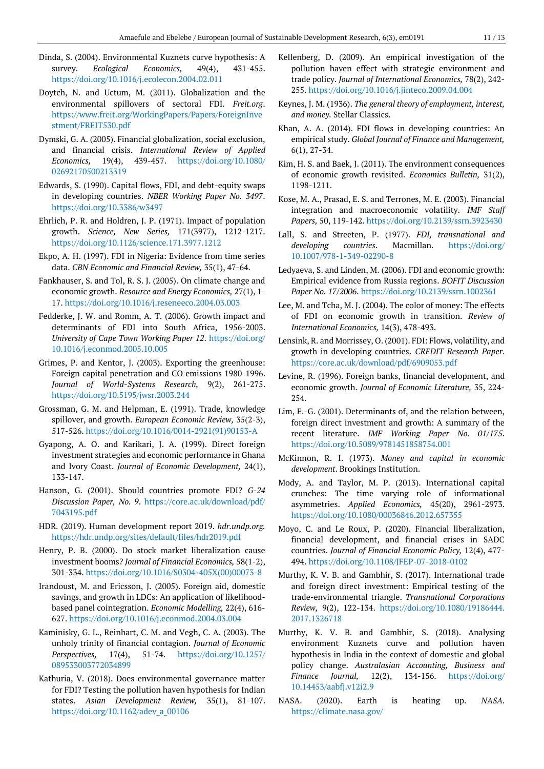Dinda, S. (2004). Environmental Kuznets curve hypothesis: A survey. *Ecological Economics,* 49(4), 431-455. https://doi.org/10.1016/j.ecolecon.2004.02.011

Doytch, N. and Uctum, M. (2011). Globalization and the environmental spillovers of sectoral FDI. *Freit.org*. https://www.freit.org/WorkingPapers/Papers/ForeignInvestment/FREIT530.pdf

Dymski, G. A. (2005). Financial globalization, social exclusion, and financial crisis. *International Review of Applied Economics,* 19(4), 439-457. https://doi.org/10.1080/02692170500213319

Edwards, S. (1990). Capital flows, FDI, and debt-equity swaps in developing countries. *NBER Working Paper No. 3497*. https://doi.org/10.3386/w3497

Ehrlich, P. R. and Holdren, J. P. (1971). Impact of population growth. *Science, New Series,* 171(3977), 1212-1217. https://doi.org/10.1126/science.171.3977.1212

Ekpo, A. H. (1997). FDI in Nigeria: Evidence from time series data. *CBN Economic and Financial Review,* 35(1), 47-64.

Fankhauser, S. and Tol, R. S. J. (2005). On climate change and economic growth. *Resource and Energy Economics,* 27(1), 1-17. https://doi.org/10.1016/j.reseneeco.2004.03.003

Fedderke, J. W. and Romm, A. T. (2006). Growth impact and determinants of FDI into South Africa, 1956-2003. *University of Cape Town Working Paper 12*. https://doi.org/10.1016/j.econmod.2005.10.005

Grimes, P. and Kentor, J. (2003). Exporting the greenhouse: Foreign capital penetration and CO emissions 1980-1996. *Journal of World-Systems Research,* 9(2), 261-275. https://doi.org/10.5195/jwsr.2003.244

Grossman, G. M. and Helpman, E. (1991). Trade, knowledge spillover, and growth. *European Economic Review,* 35(2-3), 517-526. https://doi.org/10.1016/0014-2921(91)90153-A

Gyapong, A. O. and Karikari, J. A. (1999). Direct foreign investment strategies and economic performance in Ghana and Ivory Coast. *Journal of Economic Development,* 24(1), 133-147.

Hanson, G. (2001). Should countries promote FDI? *G-24 Discussion Paper, No. 9*. https://core.ac.uk/download/pdf/7043195.pdf

HDR. (2019). Human development report 2019. *hdr.undp.org*. https://hdr.undp.org/sites/default/files/hdr2019.pdf

Henry, P. B. (2000). Do stock market liberalization cause investment booms? *Journal of Financial Economics,* 58(1-2), 301-334. https://doi.org/10.1016/S0304-405X(00)00073-8

Irandoust, M. and Ericsson, J. (2005). Foreign aid, domestic savings, and growth in LDCs: An application of likelihood-based panel cointegration. *Economic Modelling,* 22(4), 616-627. https://doi.org/10.1016/j.econmod.2004.03.004

Kaminisky, G. L., Reinhart, C. M. and Vegh, C. A. (2003). The unholy trinity of financial contagion. *Journal of Economic Perspectives,* 17(4), 51-74. https://doi.org/10.1257/089533003772034899

Kathuria, V. (2018). Does environmental governance matter for FDI? Testing the pollution haven hypothesis for Indian states. *Asian Development Review,* 35(1), 81-107. https://doi.org/10.1162/adev_a_00106

Kellenberg, D. (2009). An empirical investigation of the pollution haven effect with strategic environment and trade policy. *Journal of International Economics,* 78(2), 242-255. https://doi.org/10.1016/j.jinteco.2009.04.004

Keynes, J. M. (1936). *The general theory of employment, interest, and money*. Stellar Classics.

Khan, A. A. (2014). FDI flows in developing countries: An empirical study. *Global Journal of Finance and Management,* 6(1), 27-34.

Kim, H. S. and Baek, J. (2011). The environment consequences of economic growth revisited. *Economics Bulletin,* 31(2), 1198-1211.

Kose, M. A., Prasad, E. S. and Terrones, M. E. (2003). Financial integration and macroeconomic volatility. *IMF Staff Papers,* 50, 119-142. https://doi.org/10.2139/ssrn.3923430

Lall, S. and Streeten, P. (1977). *FDI, transnational and developing countries*. Macmillan. https://doi.org/10.1007/978-1-349-02290-8

Ledyaeva, S. and Linden, M. (2006). FDI and economic growth: Empirical evidence from Russia regions. *BOFIT Discussion Paper No. 17/2006*. https://doi.org/10.2139/ssrn.1002361

Lee, M. and Tcha, M. J. (2004). The color of money: The effects of FDI on economic growth in transition. *Review of International Economics,* 14(3), 478-493.

Lensink, R. and Morrissey, O. (2001). FDI: Flows, volatility, and growth in developing countries. *CREDIT Research Paper*. https://core.ac.uk/download/pdf/6909053.pdf

Levine, R. (1996). Foreign banks, financial development, and economic growth. *Journal of Economic Literature,* 35, 224-254.

Lim, E.-G. (2001). Determinants of, and the relation between, foreign direct investment and growth: A summary of the recent literature. *IMF Working Paper No. 01/175*. https://doi.org/10.5089/9781451858754.001

McKinnon, R. I. (1973). *Money and capital in economic development*. Brookings Institution.

Mody, A. and Taylor, M. P. (2013). International capital crunches: The time varying role of informational asymmetries. *Applied Economics,* 45(20), 2961-2973. https://doi.org/10.1080/00036846.2012.657355

Moyo, C. and Le Roux, P. (2020). Financial liberalization, financial development, and financial crises in SADC countries. *Journal of Financial Economic Policy,* 12(4), 477-494. https://doi.org/10.1108/JFEP-07-2018-0102

Murthy, K. V. B. and Gambhir, S. (2017). International trade and foreign direct investment: Empirical testing of the trade-environmental triangle. *Transnational Corporations Review,* 9(2), 122-134. https://doi.org/10.1080/19186444.2017.1326718

Murthy, K. V. B. and Gambhir, S. (2018). Analysing environment Kuznets curve and pollution haven hypothesis in India in the context of domestic and global policy change. *Australasian Accounting, Business and Finance Journal,* 12(2), 134-156. https://doi.org/10.14453/aabfj.v12i2.9

NASA. (2020). Earth is heating up. *NASA*. https://climate.nasa.gov/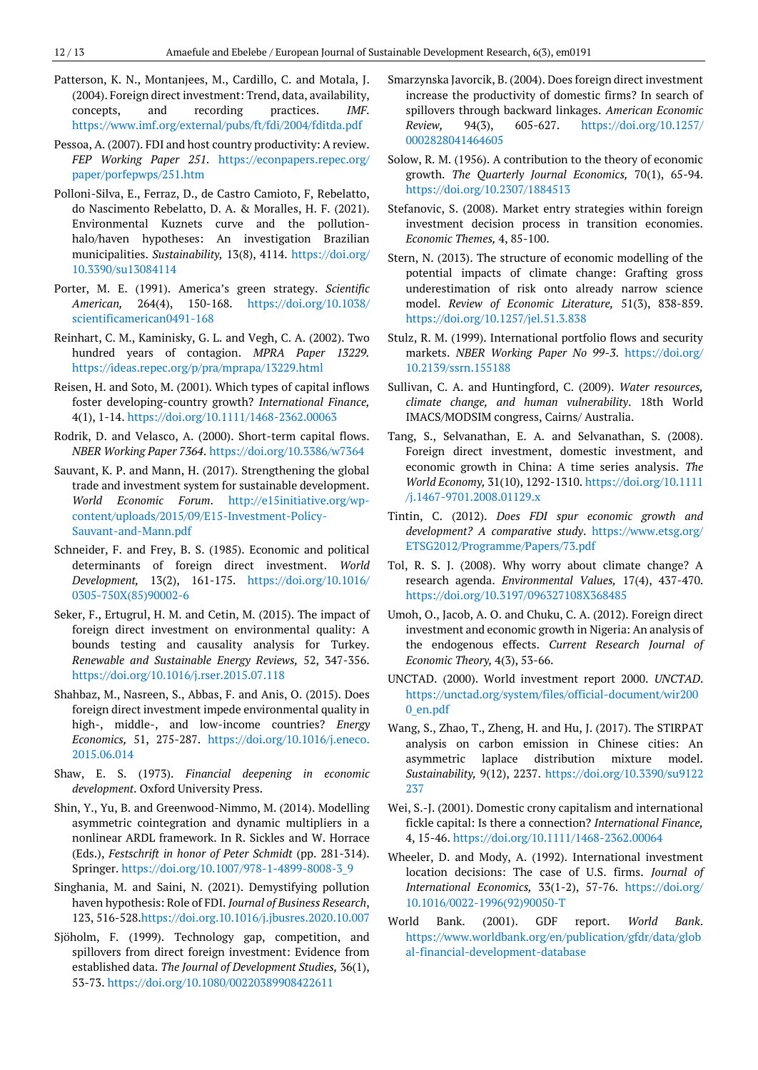Patterson, K. N., Montanjees, M., Cardillo, C. and Motala, J. (2004). Foreign direct investment: Trend, data, availability, concepts, and recording practices. *IMF*. https://www.imf.org/external/pubs/ft/fdi/2004/fditda.pdf

Pessoa, A. (2007). FDI and host country productivity: A review. *FEP Working Paper 251*. https://econpapers.repec.org/paper/porfepwps/251.htm

Polloni-Silva, E., Ferraz, D., de Castro Camioto, F, Rebelatto, do Nascimento Rebelatto, D. A. & Moralles, H. F. (2021). Environmental Kuznets curve and the pollution-halo/haven hypotheses: An investigation Brazilian municipalities. *Sustainability,* 13(8), 4114. https://doi.org/10.3390/su13084114

Porter, M. E. (1991). America's green strategy. *Scientific American,* 264(4), 150-168. https://doi.org/10.1038/scientificamerican0491-168

Reinhart, C. M., Kaminisky, G. L. and Vegh, C. A. (2002). Two hundred years of contagion. *MPRA Paper 13229*. https://ideas.repec.org/p/pra/mprapa/13229.html

Reisen, H. and Soto, M. (2001). Which types of capital inflows foster developing-country growth? *International Finance,* 4(1), 1-14. https://doi.org/10.1111/1468-2362.00063

Rodrik, D. and Velasco, A. (2000). Short-term capital flows. *NBER Working Paper 7364*. https://doi.org/10.3386/w7364

Sauvant, K. P. and Mann, H. (2017). Strengthening the global trade and investment system for sustainable development. *World Economic Forum*. http://e15initiative.org/wp-content/uploads/2015/09/E15-Investment-Policy-Sauvant-and-Mann.pdf

Schneider, F. and Frey, B. S. (1985). Economic and political determinants of foreign direct investment. *World Development,* 13(2), 161-175. https://doi.org/10.1016/0305-750X(85)90002-6

Seker, F., Ertugrul, H. M. and Cetin, M. (2015). The impact of foreign direct investment on environmental quality: A bounds testing and causality analysis for Turkey. *Renewable and Sustainable Energy Reviews,* 52, 347-356. https://doi.org/10.1016/j.rser.2015.07.118

Shahbaz, M., Nasreen, S., Abbas, F. and Anis, O. (2015). Does foreign direct investment impede environmental quality in high-, middle-, and low-income countries? *Energy Economics,* 51, 275-287. https://doi.org/10.1016/j.eneco.2015.06.014

Shaw, E. S. (1973). *Financial deepening in economic development*. Oxford University Press.

Shin, Y., Yu, B. and Greenwood-Nimmo, M. (2014). Modelling asymmetric cointegration and dynamic multipliers in a nonlinear ARDL framework. In R. Sickles and W. Horrace (Eds.), *Festschrift in honor of Peter Schmidt* (pp. 281-314). Springer. https://doi.org/10.1007/978-1-4899-8008-3_9

Singhania, M. and Saini, N. (2021). Demystifying pollution haven hypothesis: Role of FDI. *Journal of Business Research*, 123, 516-528.https://doi.org.10.1016/j.jbusres.2020.10.007

Sjöholm, F. (1999). Technology gap, competition, and spillovers from direct foreign investment: Evidence from established data. *The Journal of Development Studies,* 36(1), 53-73. https://doi.org/10.1080/00220389908422611

Smarzynska Javorcik, B. (2004). Does foreign direct investment increase the productivity of domestic firms? In search of spillovers through backward linkages. *American Economic Review,* 94(3), 605-627. https://doi.org/10.1257/0002828041464605

Solow, R. M. (1956). A contribution to the theory of economic growth. *The Quarterly Journal Economics,* 70(1), 65-94. https://doi.org/10.2307/1884513

Stefanovic, S. (2008). Market entry strategies within foreign investment decision process in transition economies. *Economic Themes,* 4, 85-100.

Stern, N. (2013). The structure of economic modelling of the potential impacts of climate change: Grafting gross underestimation of risk onto already narrow science model. *Review of Economic Literature,* 51(3), 838-859. https://doi.org/10.1257/jel.51.3.838

Stulz, R. M. (1999). International portfolio flows and security markets. *NBER Working Paper No 99-3*. https://doi.org/10.2139/ssrn.155188

Sullivan, C. A. and Huntingford, C. (2009). *Water resources, climate change, and human vulnerability*. 18th World IMACS/MODSIM congress, Cairns/ Australia.

Tang, S., Selvanathan, E. A. and Selvanathan, S. (2008). Foreign direct investment, domestic investment, and economic growth in China: A time series analysis. *The World Economy,* 31(10), 1292-1310. https://doi.org/10.1111/j.1467-9701.2008.01129.x

Tintin, C. (2012). *Does FDI spur economic growth and development? A comparative study*. https://www.etsg.org/ETSG2012/Programme/Papers/73.pdf

Tol, R. S. J. (2008). Why worry about climate change? A research agenda. *Environmental Values,* 17(4), 437-470. https://doi.org/10.3197/096327108X368485

Umoh, O., Jacob, A. O. and Chuku, C. A. (2012). Foreign direct investment and economic growth in Nigeria: An analysis of the endogenous effects. *Current Research Journal of Economic Theory,* 4(3), 53-66.

UNCTAD. (2000). World investment report 2000. *UNCTAD*. https://unctad.org/system/files/official-document/wir2000_en.pdf

Wang, S., Zhao, T., Zheng, H. and Hu, J. (2017). The STIRPAT analysis on carbon emission in Chinese cities: An asymmetric laplace distribution mixture model. *Sustainability,* 9(12), 2237. https://doi.org/10.3390/su9122237

Wei, S.-J. (2001). Domestic crony capitalism and international fickle capital: Is there a connection? *International Finance,* 4, 15-46. https://doi.org/10.1111/1468-2362.00064

Wheeler, D. and Mody, A. (1992). International investment location decisions: The case of U.S. firms. *Journal of International Economics,* 33(1-2), 57-76. https://doi.org/10.1016/0022-1996(92)90050-T

World Bank. (2001). GDF report. *World Bank*. https://www.worldbank.org/en/publication/gfdr/data/global-financial-development-database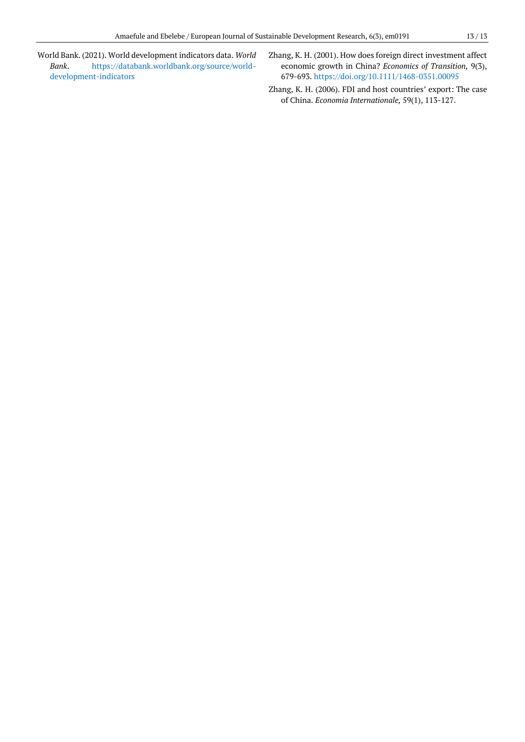World Bank. (2021). World development indicators data. *World Bank*. https://databank.worldbank.org/source/world-development-indicators

Zhang, K. H. (2001). How does foreign direct investment affect economic growth in China? *Economics of Transition,* 9(3), 679-693. https://doi.org/10.1111/1468-0351.00095

Zhang, K. H. (2006). FDI and host countries' export: The case of China. *Economia Internationale,* 59(1), 113-127.